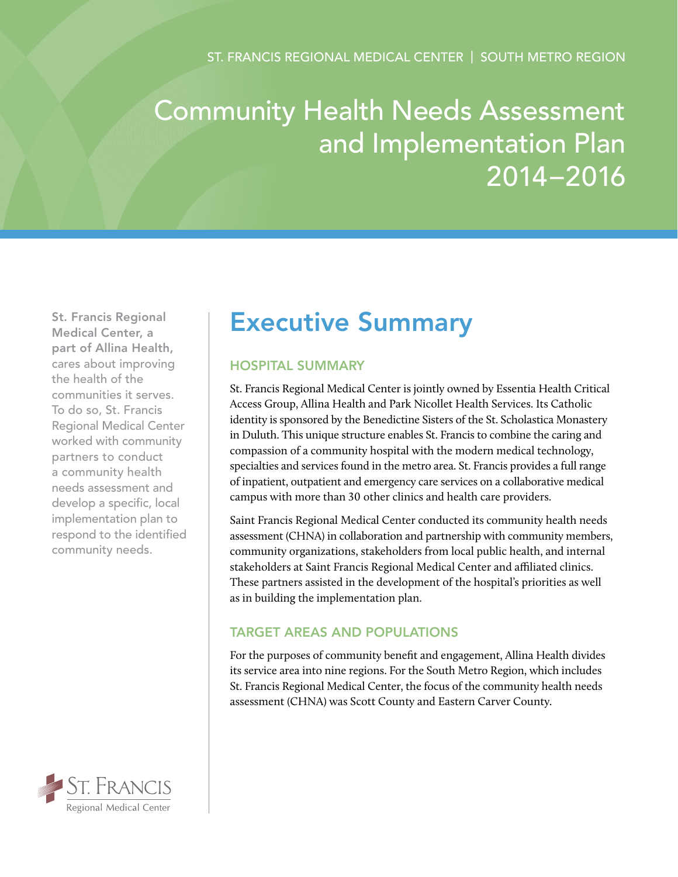ST. FRANCIS REGIONAL MEDICAL CENTER | SOUTH METRO REGION

# Community Health Needs Assessment and Implementation Plan 2014–2016

**St. Francis Regional Medical Center, a part of Allina Health,** cares about improving the health of the communities it serves. To do so, St. Francis Regional Medical Center worked with community partners to conduct a community health needs assessment and develop a specific, local implementation plan to respond to the identified community needs.

## Executive Summary

### HOSPITAL SUMMARY

St. Francis Regional Medical Center is jointly owned by Essentia Health Critical Access Group, Allina Health and Park Nicollet Health Services. Its Catholic identity is sponsored by the Benedictine Sisters of the St. Scholastica Monastery in Duluth. This unique structure enables St. Francis to combine the caring and compassion of a community hospital with the modern medical technology, specialties and services found in the metro area. St. Francis provides a full range of inpatient, outpatient and emergency care services on a collaborative medical campus with more than 30 other clinics and health care providers.

Saint Francis Regional Medical Center conducted its community health needs assessment (CHNA) in collaboration and partnership with community members, community organizations, stakeholders from local public health, and internal stakeholders at Saint Francis Regional Medical Center and affiliated clinics. These partners assisted in the development of the hospital's priorities as well as in building the implementation plan.

### TARGET AREAS AND POPULATIONS

For the purposes of community benefit and engagement, Allina Health divides its service area into nine regions. For the South Metro Region, which includes St. Francis Regional Medical Center, the focus of the community health needs assessment (CHNA) was Scott County and Eastern Carver County.

ST. FRANCIS
Regional Medical Center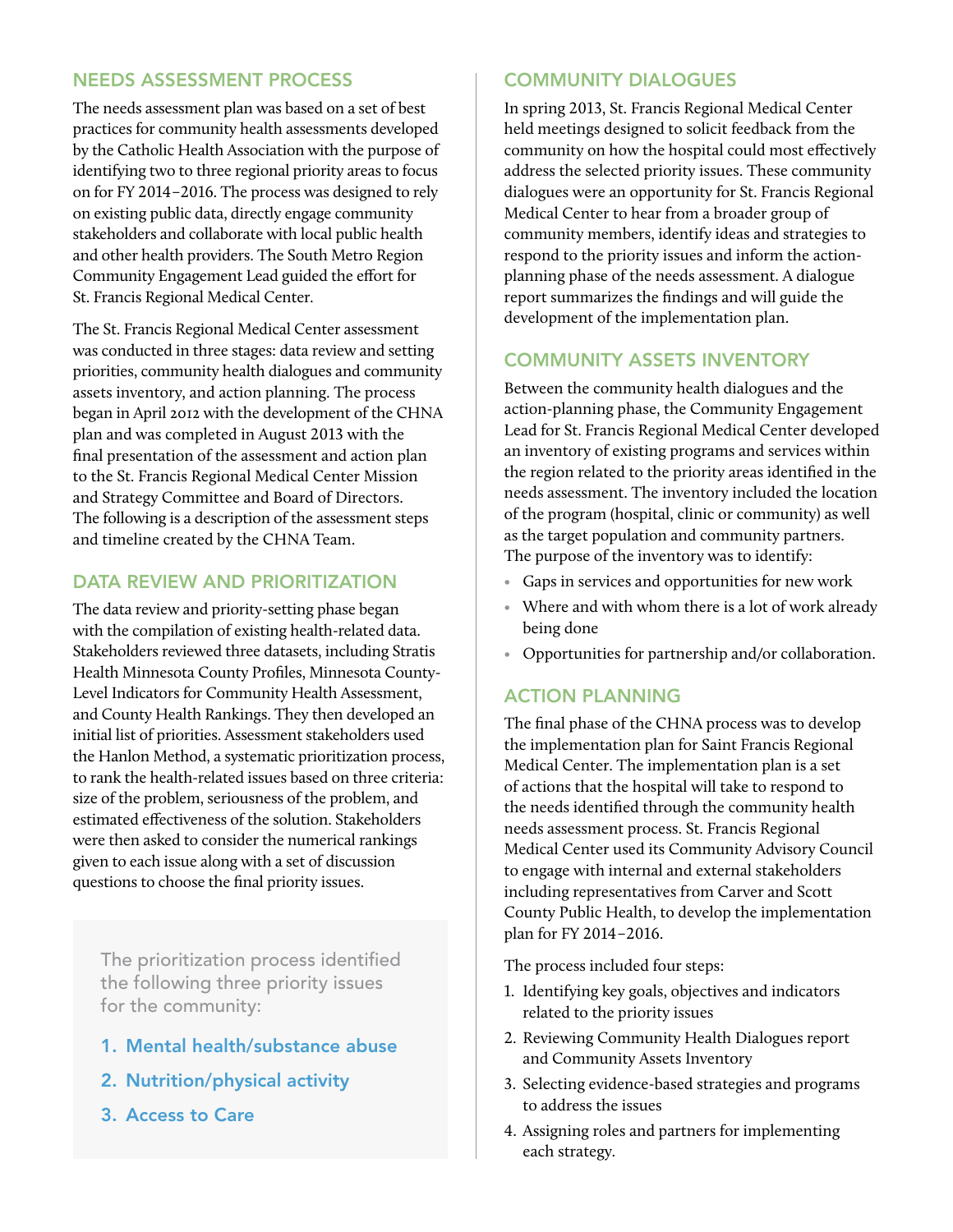## NEEDS ASSESSMENT PROCESS

The needs assessment plan was based on a set of best practices for community health assessments developed by the Catholic Health Association with the purpose of identifying two to three regional priority areas to focus on for FY 2014–2016. The process was designed to rely on existing public data, directly engage community stakeholders and collaborate with local public health and other health providers. The South Metro Region Community Engagement Lead guided the effort for St. Francis Regional Medical Center.

The St. Francis Regional Medical Center assessment was conducted in three stages: data review and setting priorities, community health dialogues and community assets inventory, and action planning. The process began in April 2012 with the development of the CHNA plan and was completed in August 2013 with the final presentation of the assessment and action plan to the St. Francis Regional Medical Center Mission and Strategy Committee and Board of Directors. The following is a description of the assessment steps and timeline created by the CHNA Team.

## DATA REVIEW AND PRIORITIZATION

The data review and priority-setting phase began with the compilation of existing health-related data. Stakeholders reviewed three datasets, including Stratis Health Minnesota County Profiles, Minnesota County-Level Indicators for Community Health Assessment, and County Health Rankings. They then developed an initial list of priorities. Assessment stakeholders used the Hanlon Method, a systematic prioritization process, to rank the health-related issues based on three criteria: size of the problem, seriousness of the problem, and estimated effectiveness of the solution. Stakeholders were then asked to consider the numerical rankings given to each issue along with a set of discussion questions to choose the final priority issues.

The prioritization process identified the following three priority issues for the community:

1. **Mental health/substance abuse**
2. **Nutrition/physical activity**
3. **Access to Care**

## COMMUNITY DIALOGUES

In spring 2013, St. Francis Regional Medical Center held meetings designed to solicit feedback from the community on how the hospital could most effectively address the selected priority issues. These community dialogues were an opportunity for St. Francis Regional Medical Center to hear from a broader group of community members, identify ideas and strategies to respond to the priority issues and inform the action-planning phase of the needs assessment. A dialogue report summarizes the findings and will guide the development of the implementation plan.

## COMMUNITY ASSETS INVENTORY

Between the community health dialogues and the action-planning phase, the Community Engagement Lead for St. Francis Regional Medical Center developed an inventory of existing programs and services within the region related to the priority areas identified in the needs assessment. The inventory included the location of the program (hospital, clinic or community) as well as the target population and community partners. The purpose of the inventory was to identify:

- Gaps in services and opportunities for new work
- Where and with whom there is a lot of work already being done
- Opportunities for partnership and/or collaboration.

## ACTION PLANNING

The final phase of the CHNA process was to develop the implementation plan for Saint Francis Regional Medical Center. The implementation plan is a set of actions that the hospital will take to respond to the needs identified through the community health needs assessment process. St. Francis Regional Medical Center used its Community Advisory Council to engage with internal and external stakeholders including representatives from Carver and Scott County Public Health, to develop the implementation plan for FY 2014–2016.

The process included four steps:

1. Identifying key goals, objectives and indicators related to the priority issues
2. Reviewing Community Health Dialogues report and Community Assets Inventory
3. Selecting evidence-based strategies and programs to address the issues
4. Assigning roles and partners for implementing each strategy.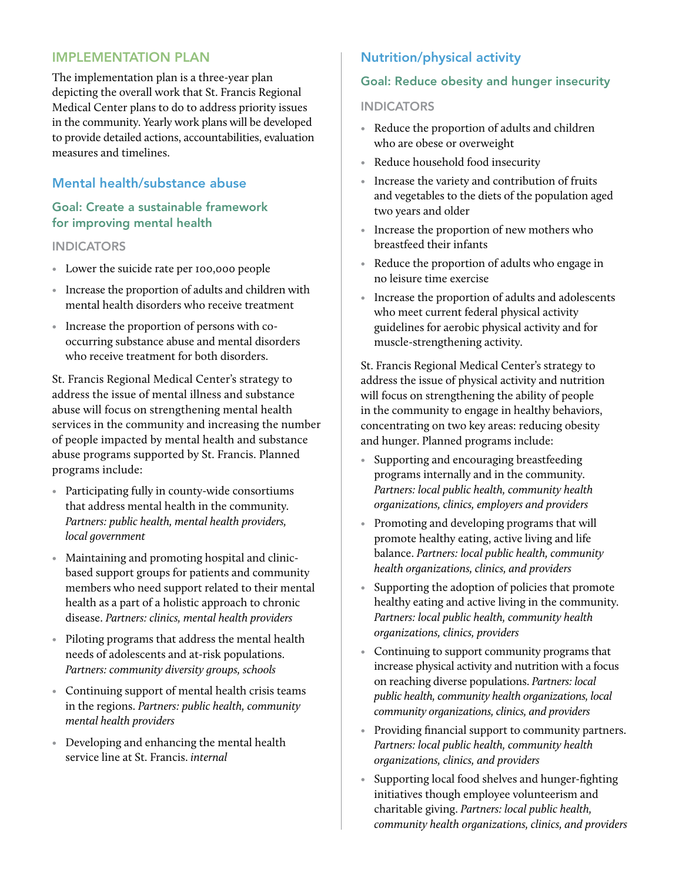## IMPLEMENTATION PLAN

The implementation plan is a three-year plan depicting the overall work that St. Francis Regional Medical Center plans to do to address priority issues in the community. Yearly work plans will be developed to provide detailed actions, accountabilities, evaluation measures and timelines.

### Mental health/substance abuse

#### Goal: Create a sustainable framework for improving mental health

##### INDICATORS

- Lower the suicide rate per 100,000 people
- Increase the proportion of adults and children with mental health disorders who receive treatment
- Increase the proportion of persons with co-occurring substance abuse and mental disorders who receive treatment for both disorders.

St. Francis Regional Medical Center's strategy to address the issue of mental illness and substance abuse will focus on strengthening mental health services in the community and increasing the number of people impacted by mental health and substance abuse programs supported by St. Francis. Planned programs include:

- Participating fully in county-wide consortiums that address mental health in the community. *Partners: public health, mental health providers, local government*
- Maintaining and promoting hospital and clinic-based support groups for patients and community members who need support related to their mental health as a part of a holistic approach to chronic disease. *Partners: clinics, mental health providers*
- Piloting programs that address the mental health needs of adolescents and at-risk populations. *Partners: community diversity groups, schools*
- Continuing support of mental health crisis teams in the regions. *Partners: public health, community mental health providers*
- Developing and enhancing the mental health service line at St. Francis. *internal*

### Nutrition/physical activity

#### Goal: Reduce obesity and hunger insecurity

##### INDICATORS

- Reduce the proportion of adults and children who are obese or overweight
- Reduce household food insecurity
- Increase the variety and contribution of fruits and vegetables to the diets of the population aged two years and older
- Increase the proportion of new mothers who breastfeed their infants
- Reduce the proportion of adults who engage in no leisure time exercise
- Increase the proportion of adults and adolescents who meet current federal physical activity guidelines for aerobic physical activity and for muscle-strengthening activity.

St. Francis Regional Medical Center's strategy to address the issue of physical activity and nutrition will focus on strengthening the ability of people in the community to engage in healthy behaviors, concentrating on two key areas: reducing obesity and hunger. Planned programs include:

- Supporting and encouraging breastfeeding programs internally and in the community. *Partners: local public health, community health organizations, clinics, employers and providers*
- Promoting and developing programs that will promote healthy eating, active living and life balance. *Partners: local public health, community health organizations, clinics, and providers*
- Supporting the adoption of policies that promote healthy eating and active living in the community. *Partners: local public health, community health organizations, clinics, providers*
- Continuing to support community programs that increase physical activity and nutrition with a focus on reaching diverse populations. *Partners: local public health, community health organizations, local community organizations, clinics, and providers*
- Providing financial support to community partners. *Partners: local public health, community health organizations, clinics, and providers*
- Supporting local food shelves and hunger-fighting initiatives though employee volunteerism and charitable giving. *Partners: local public health, community health organizations, clinics, and providers*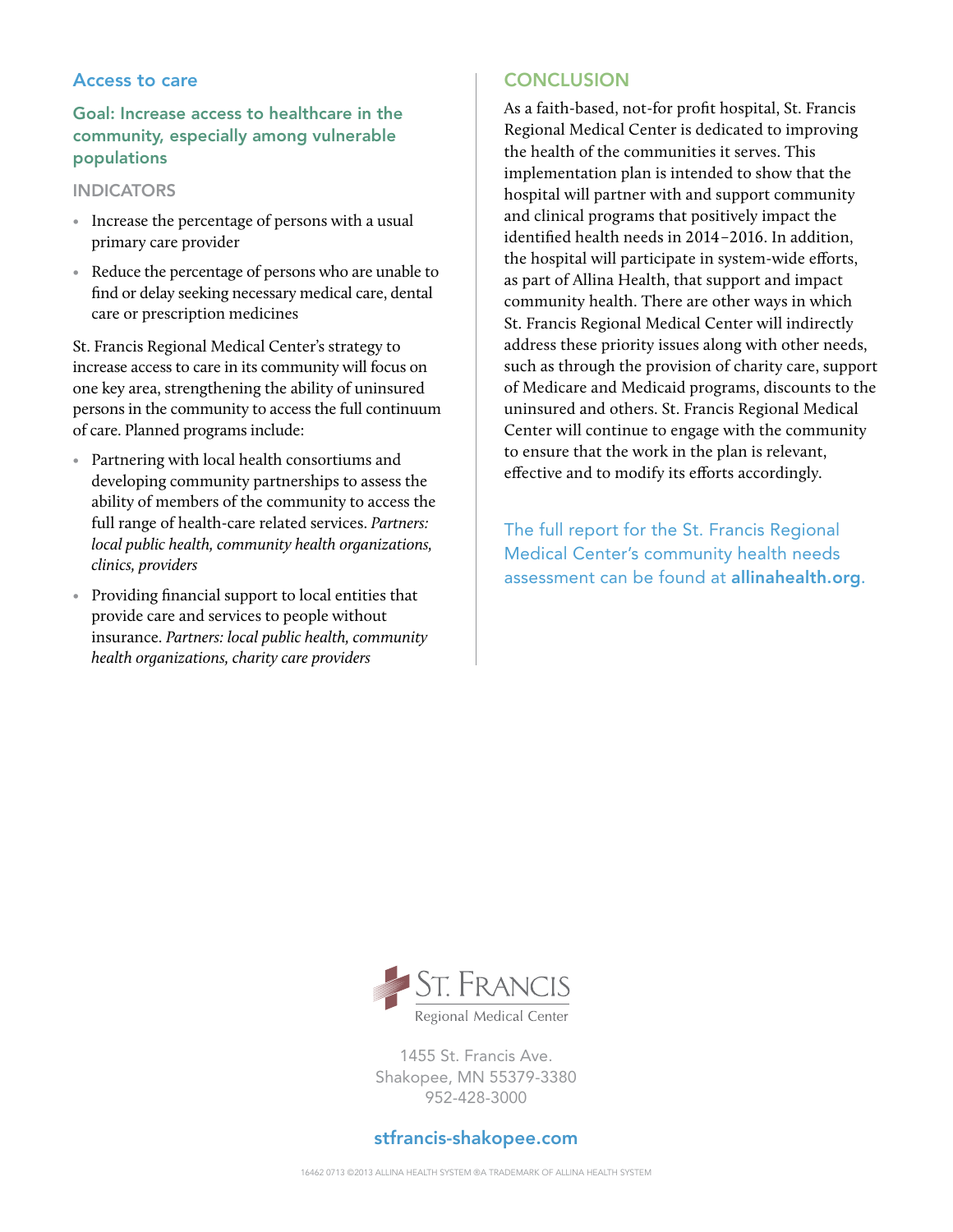## Access to care

### Goal: Increase access to healthcare in the community, especially among vulnerable populations

#### INDICATORS

- Increase the percentage of persons with a usual primary care provider
- Reduce the percentage of persons who are unable to find or delay seeking necessary medical care, dental care or prescription medicines

St. Francis Regional Medical Center's strategy to increase access to care in its community will focus on one key area, strengthening the ability of uninsured persons in the community to access the full continuum of care. Planned programs include:

- Partnering with local health consortiums and developing community partnerships to assess the ability of members of the community to access the full range of health-care related services. *Partners: local public health, community health organizations, clinics, providers*
- Providing financial support to local entities that provide care and services to people without insurance. *Partners: local public health, community health organizations, charity care providers*

## CONCLUSION

As a faith-based, not-for profit hospital, St. Francis Regional Medical Center is dedicated to improving the health of the communities it serves. This implementation plan is intended to show that the hospital will partner with and support community and clinical programs that positively impact the identified health needs in 2014–2016. In addition, the hospital will participate in system-wide efforts, as part of Allina Health, that support and impact community health. There are other ways in which St. Francis Regional Medical Center will indirectly address these priority issues along with other needs, such as through the provision of charity care, support of Medicare and Medicaid programs, discounts to the uninsured and others. St. Francis Regional Medical Center will continue to engage with the community to ensure that the work in the plan is relevant, effective and to modify its efforts accordingly.

The full report for the St. Francis Regional Medical Center's community health needs assessment can be found at **allinahealth.org**.

ST. FRANCIS
Regional Medical Center

1455 St. Francis Ave.
Shakopee, MN 55379-3380
952-428-3000

**stfrancis-shakopee.com**

16462 0713 ©2013 ALLINA HEALTH SYSTEM ®A TRADEMARK OF ALLINA HEALTH SYSTEM